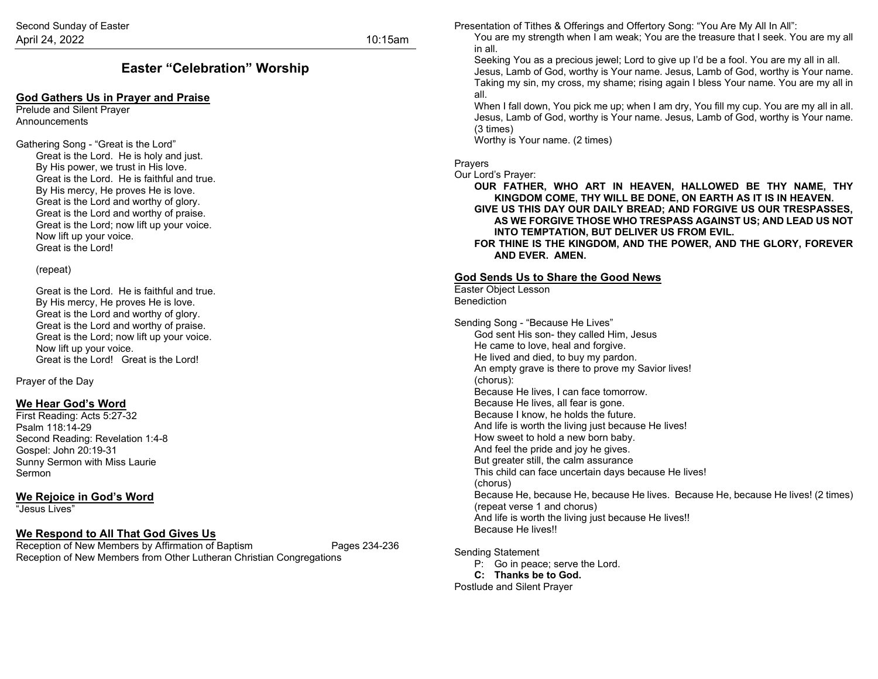Second Sunday of Easter
April 24, 2022 10:15am

# Easter "Celebration" Worship

## God Gathers Us in Prayer and Praise

Prelude and Silent Prayer
Announcements

Gathering Song - "Great is the Lord"

Great is the Lord. He is holy and just.
By His power, we trust in His love.
Great is the Lord. He is faithful and true.
By His mercy, He proves He is love.
Great is the Lord and worthy of glory.
Great is the Lord and worthy of praise.
Great is the Lord; now lift up your voice.
Now lift up your voice.
Great is the Lord!

(repeat)

Great is the Lord. He is faithful and true.
By His mercy, He proves He is love.
Great is the Lord and worthy of glory.
Great is the Lord and worthy of praise.
Great is the Lord; now lift up your voice.
Now lift up your voice.
Great is the Lord! Great is the Lord!

Prayer of the Day

## We Hear God's Word

First Reading: Acts 5:27-32
Psalm 118:14-29
Second Reading: Revelation 1:4-8
Gospel: John 20:19-31
Sunny Sermon with Miss Laurie
Sermon

## We Rejoice in God's Word

"Jesus Lives"

## We Respond to All That God Gives Us

Reception of New Members by Affirmation of Baptism Pages 234-236
Reception of New Members from Other Lutheran Christian Congregations

Presentation of Tithes & Offerings and Offertory Song: "You Are My All In All":

You are my strength when I am weak; You are the treasure that I seek. You are my all in all.
Seeking You as a precious jewel; Lord to give up I'd be a fool. You are my all in all.
Jesus, Lamb of God, worthy is Your name. Jesus, Lamb of God, worthy is Your name.
Taking my sin, my cross, my shame; rising again I bless Your name. You are my all in all.
When I fall down, You pick me up; when I am dry, You fill my cup. You are my all in all.
Jesus, Lamb of God, worthy is Your name. Jesus, Lamb of God, worthy is Your name. (3 times)
Worthy is Your name. (2 times)

Prayers
Our Lord's Prayer:

**OUR FATHER, WHO ART IN HEAVEN, HALLOWED BE THY NAME, THY KINGDOM COME, THY WILL BE DONE, ON EARTH AS IT IS IN HEAVEN.**
**GIVE US THIS DAY OUR DAILY BREAD; AND FORGIVE US OUR TRESPASSES, AS WE FORGIVE THOSE WHO TRESPASS AGAINST US; AND LEAD US NOT INTO TEMPTATION, BUT DELIVER US FROM EVIL.**
**FOR THINE IS THE KINGDOM, AND THE POWER, AND THE GLORY, FOREVER AND EVER. AMEN.**

## God Sends Us to Share the Good News

Easter Object Lesson
Benediction

Sending Song - "Because He Lives"

God sent His son- they called Him, Jesus
He came to love, heal and forgive.
He lived and died, to buy my pardon.
An empty grave is there to prove my Savior lives!
(chorus):
Because He lives, I can face tomorrow.
Because He lives, all fear is gone.
Because I know, he holds the future.
And life is worth the living just because He lives!
How sweet to hold a new born baby.
And feel the pride and joy he gives.
But greater still, the calm assurance
This child can face uncertain days because He lives!
(chorus)
Because He, because He, because He lives. Because He, because He lives! (2 times)
(repeat verse 1 and chorus)
And life is worth the living just because He lives!!
Because He lives!!

Sending Statement

P: Go in peace; serve the Lord.
**C: Thanks be to God.**

Postlude and Silent Prayer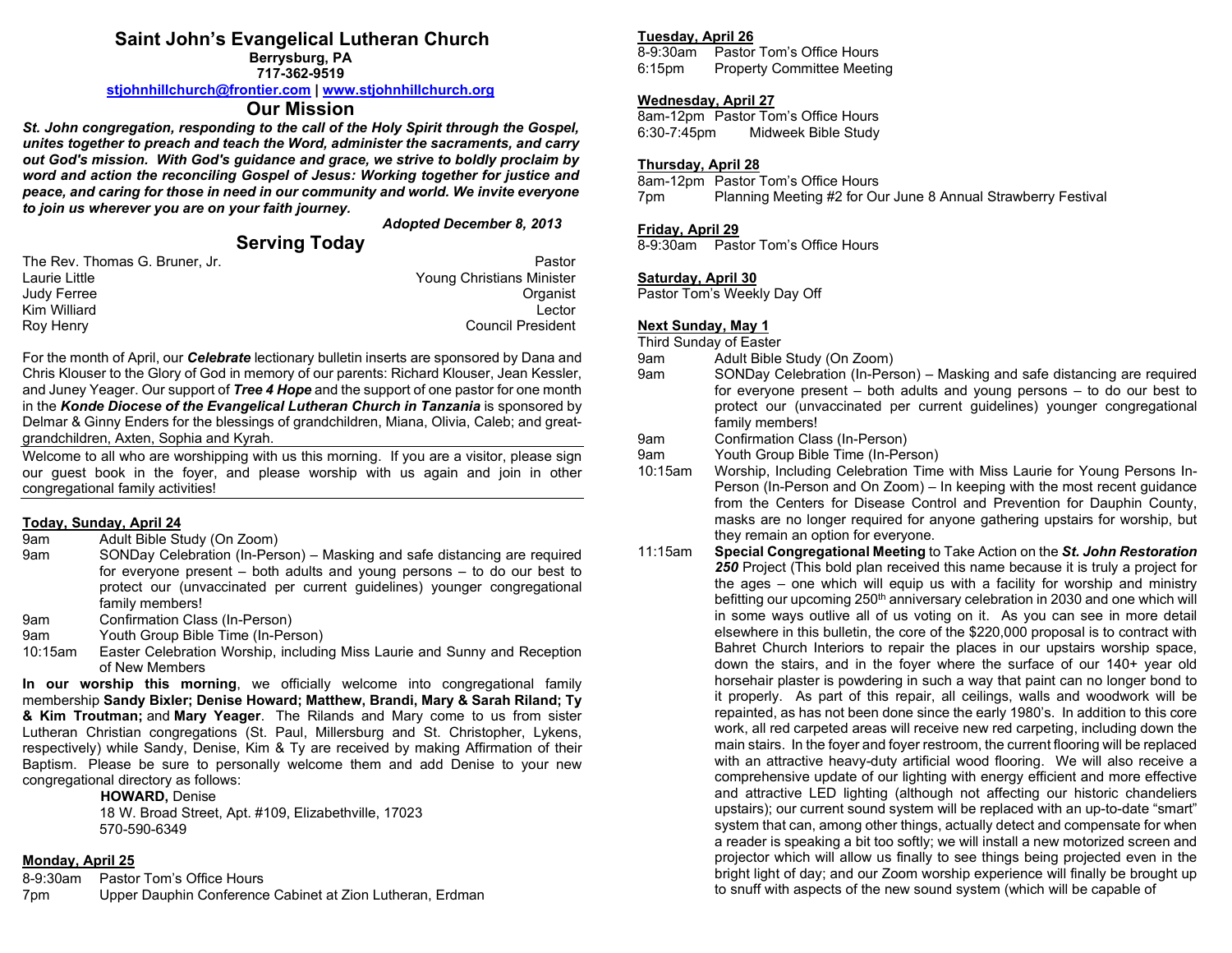# Saint John's Evangelical Lutheran Church

**Berrysburg, PA**
**717-362-9519**
**stjohnhillchurch@frontier.com | www.stjohnhillchurch.org**

## Our Mission

***St. John congregation, responding to the call of the Holy Spirit through the Gospel, unites together to preach and teach the Word, administer the sacraments, and carry out God's mission. With God's guidance and grace, we strive to boldly proclaim by word and action the reconciling Gospel of Jesus: Working together for justice and peace, and caring for those in need in our community and world. We invite everyone to join us wherever you are on your faith journey.***

***Adopted December 8, 2013***

## Serving Today

| | |
|---|---|
| The Rev. Thomas G. Bruner, Jr. | Pastor |
| Laurie Little | Young Christians Minister |
| Judy Ferree | Organist |
| Kim Williard | Lector |
| Roy Henry | Council President |

For the month of April, our ***Celebrate*** lectionary bulletin inserts are sponsored by Dana and Chris Klouser to the Glory of God in memory of our parents: Richard Klouser, Jean Kessler, and Juney Yeager. Our support of ***Tree 4 Hope*** and the support of one pastor for one month in the ***Konde Diocese of the Evangelical Lutheran Church in Tanzania*** is sponsored by Delmar & Ginny Enders for the blessings of grandchildren, Miana, Olivia, Caleb; and great-grandchildren, Axten, Sophia and Kyrah.

Welcome to all who are worshipping with us this morning. If you are a visitor, please sign our guest book in the foyer, and please worship with us again and join in other congregational family activities!

**Today, Sunday, April 24**

- 9am — Adult Bible Study (On Zoom)
- 9am — SONDay Celebration (In-Person) – Masking and safe distancing are required for everyone present – both adults and young persons – to do our best to protect our (unvaccinated per current guidelines) younger congregational family members!
- 9am — Confirmation Class (In-Person)
- 9am — Youth Group Bible Time (In-Person)
- 10:15am — Easter Celebration Worship, including Miss Laurie and Sunny and Reception of New Members

**In our worship this morning**, we officially welcome into congregational family membership **Sandy Bixler; Denise Howard; Matthew, Brandi, Mary & Sarah Riland; Ty & Kim Troutman;** and **Mary Yeager**. The Rilands and Mary come to us from sister Lutheran Christian congregations (St. Paul, Millersburg and St. Christopher, Lykens, respectively) while Sandy, Denise, Kim & Ty are received by making Affirmation of their Baptism. Please be sure to personally welcome them and add Denise to your new congregational directory as follows:

**HOWARD,** Denise
18 W. Broad Street, Apt. #109, Elizabethville, 17023
570-590-6349

**Monday, April 25**

- 8-9:30am — Pastor Tom's Office Hours
- 7pm — Upper Dauphin Conference Cabinet at Zion Lutheran, Erdman

**Tuesday, April 26**

- 8-9:30am — Pastor Tom's Office Hours
- 6:15pm — Property Committee Meeting

**Wednesday, April 27**

- 8am-12pm — Pastor Tom's Office Hours
- 6:30-7:45pm — Midweek Bible Study

**Thursday, April 28**

- 8am-12pm — Pastor Tom's Office Hours
- 7pm — Planning Meeting #2 for Our June 8 Annual Strawberry Festival

**Friday, April 29**

- 8-9:30am — Pastor Tom's Office Hours

**Saturday, April 30**

Pastor Tom's Weekly Day Off

**Next Sunday, May 1**

Third Sunday of Easter

- 9am — Adult Bible Study (On Zoom)
- 9am — SONDay Celebration (In-Person) – Masking and safe distancing are required for everyone present – both adults and young persons – to do our best to protect our (unvaccinated per current guidelines) younger congregational family members!
- 9am — Confirmation Class (In-Person)
- 9am — Youth Group Bible Time (In-Person)
- 10:15am — Worship, Including Celebration Time with Miss Laurie for Young Persons In-Person (In-Person and On Zoom) – In keeping with the most recent guidance from the Centers for Disease Control and Prevention for Dauphin County, masks are no longer required for anyone gathering upstairs for worship, but they remain an option for everyone.
- 11:15am — **Special Congregational Meeting** to Take Action on the ***St. John Restoration 250*** Project (This bold plan received this name because it is truly a project for the ages – one which will equip us with a facility for worship and ministry befitting our upcoming 250th anniversary celebration in 2030 and one which will in some ways outlive all of us voting on it. As you can see in more detail elsewhere in this bulletin, the core of the $220,000 proposal is to contract with Bahret Church Interiors to repair the places in our upstairs worship space, down the stairs, and in the foyer where the surface of our 140+ year old horsehair plaster is powdering in such a way that paint can no longer bond to it properly. As part of this repair, all ceilings, walls and woodwork will be repainted, as has not been done since the early 1980's. In addition to this core work, all red carpeted areas will receive new red carpeting, including down the main stairs. In the foyer and foyer restroom, the current flooring will be replaced with an attractive heavy-duty artificial wood flooring. We will also receive a comprehensive update of our lighting with energy efficient and more effective and attractive LED lighting (although not affecting our historic chandeliers upstairs); our current sound system will be replaced with an up-to-date "smart" system that can, among other things, actually detect and compensate for when a reader is speaking a bit too softly; we will install a new motorized screen and projector which will allow us finally to see things being projected even in the bright light of day; and our Zoom worship experience will finally be brought up to snuff with aspects of the new sound system (which will be capable of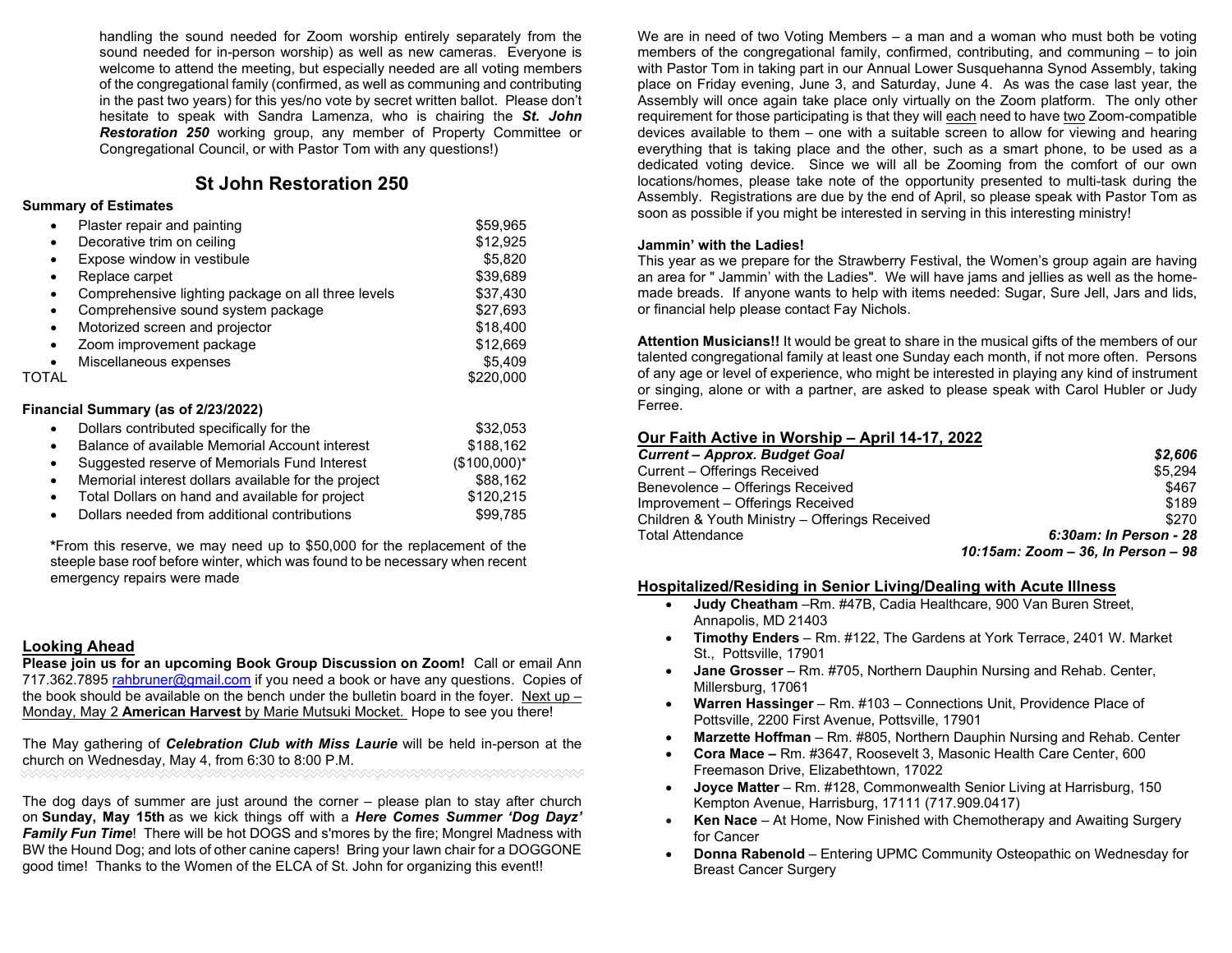handling the sound needed for Zoom worship entirely separately from the sound needed for in-person worship) as well as new cameras. Everyone is welcome to attend the meeting, but especially needed are all voting members of the congregational family (confirmed, as well as communing and contributing in the past two years) for this yes/no vote by secret written ballot. Please don't hesitate to speak with Sandra Lamenza, who is chairing the ***St. John Restoration 250*** working group, any member of Property Committee or Congregational Council, or with Pastor Tom with any questions!)

## St John Restoration 250

**Summary of Estimates**

| | |
|---|---|
| • Plaster repair and painting | $59,965 |
| • Decorative trim on ceiling | $12,925 |
| • Expose window in vestibule | $5,820 |
| • Replace carpet | $39,689 |
| • Comprehensive lighting package on all three levels | $37,430 |
| • Comprehensive sound system package | $27,693 |
| • Motorized screen and projector | $18,400 |
| • Zoom improvement package | $12,669 |
| • Miscellaneous expenses | $5,409 |
| TOTAL | $220,000 |

**Financial Summary (as of 2/23/2022)**

| | |
|---|---|
| • Dollars contributed specifically for the | $32,053 |
| • Balance of available Memorial Account interest | $188,162 |
| • Suggested reserve of Memorials Fund Interest | ($100,000)* |
| • Memorial interest dollars available for the project | $88,162 |
| • Total Dollars on hand and available for project | $120,215 |
| • Dollars needed from additional contributions | $99,785 |

***From this reserve, we may need up to $50,000 for the replacement of the steeple base roof before winter, which was found to be necessary when recent emergency repairs were made

## Looking Ahead

**Please join us for an upcoming Book Group Discussion on Zoom!** Call or email Ann 717.362.7895 rahbruner@gmail.com if you need a book or have any questions. Copies of the book should be available on the bench under the bulletin board in the foyer. Next up – Monday, May 2 **American Harvest** by Marie Mutsuki Mocket. Hope to see you there!

The May gathering of ***Celebration Club with Miss Laurie*** will be held in-person at the church on Wednesday, May 4, from 6:30 to 8:00 P.M.

The dog days of summer are just around the corner – please plan to stay after church on **Sunday, May 15th** as we kick things off with a ***Here Comes Summer 'Dog Dayz' Family Fun Time***! There will be hot DOGS and s'mores by the fire; Mongrel Madness with BW the Hound Dog; and lots of other canine capers! Bring your lawn chair for a DOGGONE good time! Thanks to the Women of the ELCA of St. John for organizing this event!!

We are in need of two Voting Members – a man and a woman who must both be voting members of the congregational family, confirmed, contributing, and communing – to join with Pastor Tom in taking part in our Annual Lower Susquehanna Synod Assembly, taking place on Friday evening, June 3, and Saturday, June 4. As was the case last year, the Assembly will once again take place only virtually on the Zoom platform. The only other requirement for those participating is that they will each need to have two Zoom-compatible devices available to them – one with a suitable screen to allow for viewing and hearing everything that is taking place and the other, such as a smart phone, to be used as a dedicated voting device. Since we will all be Zooming from the comfort of our own locations/homes, please take note of the opportunity presented to multi-task during the Assembly. Registrations are due by the end of April, so please speak with Pastor Tom as soon as possible if you might be interested in serving in this interesting ministry!

**Jammin' with the Ladies!**
This year as we prepare for the Strawberry Festival, the Women's group again are having an area for " Jammin' with the Ladies". We will have jams and jellies as well as the home-made breads. If anyone wants to help with items needed: Sugar, Sure Jell, Jars and lids, or financial help please contact Fay Nichols.

**Attention Musicians!!** It would be great to share in the musical gifts of the members of our talented congregational family at least one Sunday each month, if not more often. Persons of any age or level of experience, who might be interested in playing any kind of instrument or singing, alone or with a partner, are asked to please speak with Carol Hubler or Judy Ferree.

## Our Faith Active in Worship – April 14-17, 2022

| | |
|---|---|
| ***Current – Approx. Budget Goal*** | ***$2,606*** |
| Current – Offerings Received | $5,294 |
| Benevolence – Offerings Received | $467 |
| Improvement – Offerings Received | $189 |
| Children & Youth Ministry – Offerings Received | $270 |
| Total Attendance | ***6:30am: In Person - 28*** |
| | ***10:15am: Zoom – 36, In Person – 98*** |

## Hospitalized/Residing in Senior Living/Dealing with Acute Illness

- **Judy Cheatham** –Rm. #47B, Cadia Healthcare, 900 Van Buren Street, Annapolis, MD 21403
- **Timothy Enders** – Rm. #122, The Gardens at York Terrace, 2401 W. Market St., Pottsville, 17901
- **Jane Grosser** – Rm. #705, Northern Dauphin Nursing and Rehab. Center, Millersburg, 17061
- **Warren Hassinger** – Rm. #103 – Connections Unit, Providence Place of Pottsville, 2200 First Avenue, Pottsville, 17901
- **Marzette Hoffman** – Rm. #805, Northern Dauphin Nursing and Rehab. Center
- **Cora Mace –** Rm. #3647, Roosevelt 3, Masonic Health Care Center, 600 Freemason Drive, Elizabethtown, 17022
- **Joyce Matter** – Rm. #128, Commonwealth Senior Living at Harrisburg, 150 Kempton Avenue, Harrisburg, 17111 (717.909.0417)
- **Ken Nace** – At Home, Now Finished with Chemotherapy and Awaiting Surgery for Cancer
- **Donna Rabenold** – Entering UPMC Community Osteopathic on Wednesday for Breast Cancer Surgery